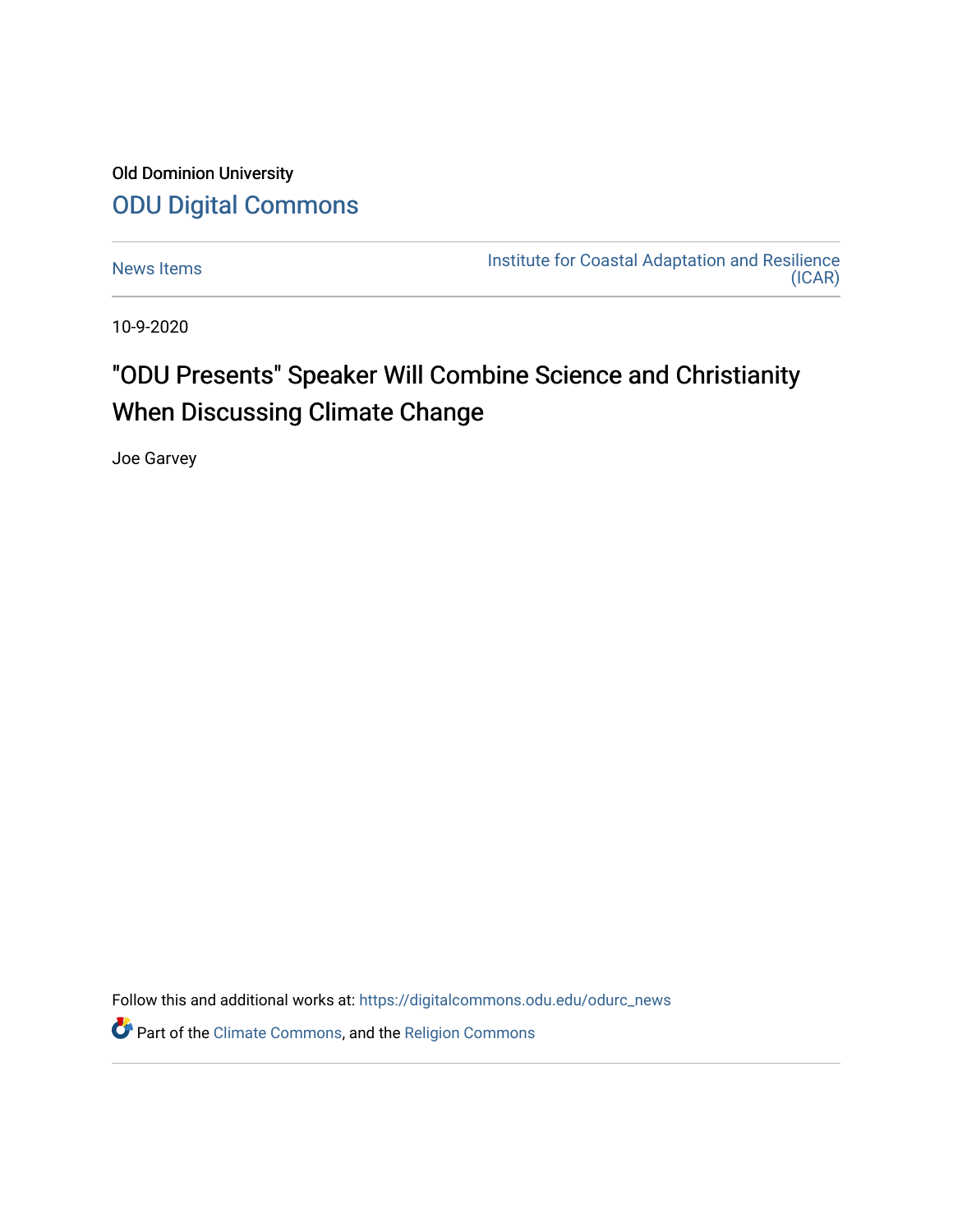Old Dominion University

ODU Digital Commons

News Items | Institute for Coastal Adaptation and Resilience (ICAR)

10-9-2020

# "ODU Presents" Speaker Will Combine Science and Christianity When Discussing Climate Change

Joe Garvey

Follow this and additional works at: https://digitalcommons.odu.edu/odurc_news

Part of the Climate Commons, and the Religion Commons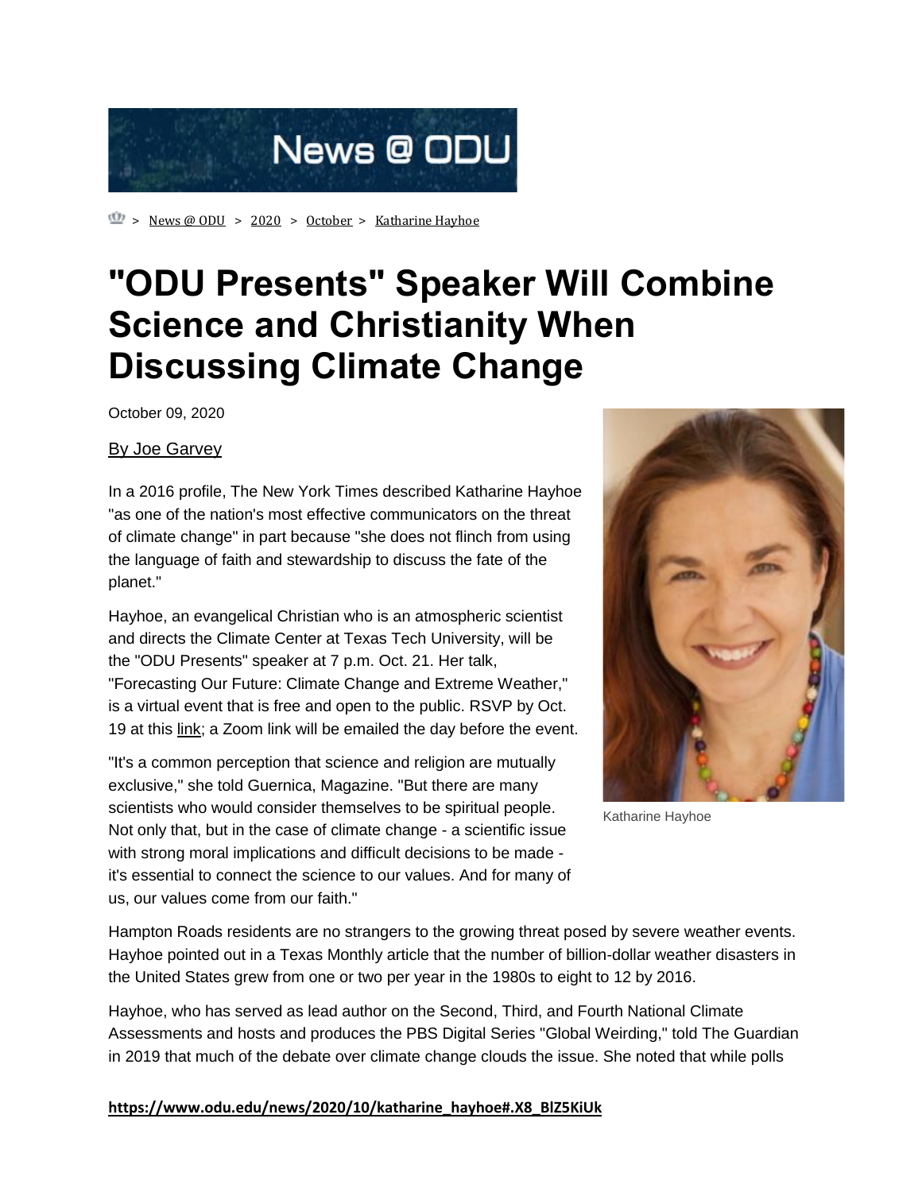![News @ ODU]

> News @ ODU > 2020 > October > Katharine Hayhoe

# "ODU Presents" Speaker Will Combine Science and Christianity When Discussing Climate Change

October 09, 2020

By Joe Garvey

In a 2016 profile, The New York Times described Katharine Hayhoe "as one of the nation's most effective communicators on the threat of climate change" in part because "she does not flinch from using the language of faith and stewardship to discuss the fate of the planet."

Hayhoe, an evangelical Christian who is an atmospheric scientist and directs the Climate Center at Texas Tech University, will be the "ODU Presents" speaker at 7 p.m. Oct. 21. Her talk, "Forecasting Our Future: Climate Change and Extreme Weather," is a virtual event that is free and open to the public. RSVP by Oct. 19 at this link; a Zoom link will be emailed the day before the event.

"It's a common perception that science and religion are mutually exclusive," she told Guernica, Magazine. "But there are many scientists who would consider themselves to be spiritual people. Not only that, but in the case of climate change - a scientific issue with strong moral implications and difficult decisions to be made - it's essential to connect the science to our values. And for many of us, our values come from our faith."

Katharine Hayhoe

Hampton Roads residents are no strangers to the growing threat posed by severe weather events. Hayhoe pointed out in a Texas Monthly article that the number of billion-dollar weather disasters in the United States grew from one or two per year in the 1980s to eight to 12 by 2016.

Hayhoe, who has served as lead author on the Second, Third, and Fourth National Climate Assessments and hosts and produces the PBS Digital Series "Global Weirding," told The Guardian in 2019 that much of the debate over climate change clouds the issue. She noted that while polls

https://www.odu.edu/news/2020/10/katharine_hayhoe#.X8_BlZ5KiUk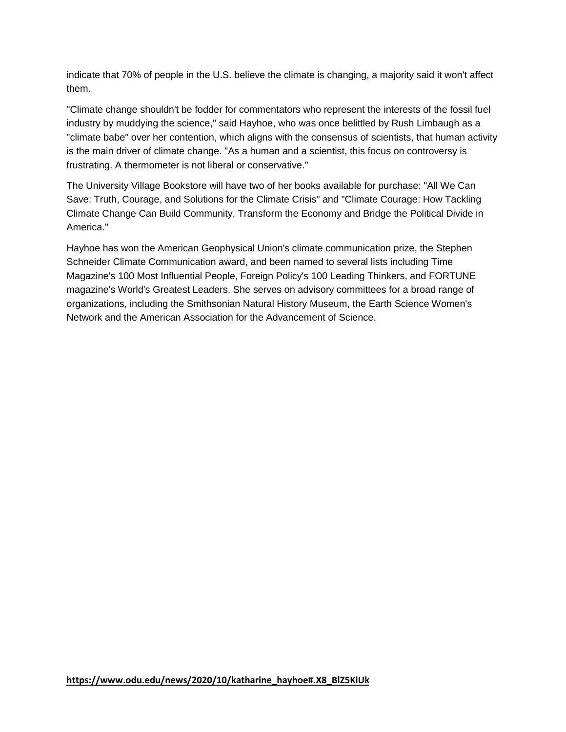indicate that 70% of people in the U.S. believe the climate is changing, a majority said it won't affect them.

"Climate change shouldn't be fodder for commentators who represent the interests of the fossil fuel industry by muddying the science," said Hayhoe, who was once belittled by Rush Limbaugh as a "climate babe" over her contention, which aligns with the consensus of scientists, that human activity is the main driver of climate change. "As a human and a scientist, this focus on controversy is frustrating. A thermometer is not liberal or conservative."

The University Village Bookstore will have two of her books available for purchase: "All We Can Save: Truth, Courage, and Solutions for the Climate Crisis" and "Climate Courage: How Tackling Climate Change Can Build Community, Transform the Economy and Bridge the Political Divide in America."

Hayhoe has won the American Geophysical Union's climate communication prize, the Stephen Schneider Climate Communication award, and been named to several lists including Time Magazine's 100 Most Influential People, Foreign Policy's 100 Leading Thinkers, and FORTUNE magazine's World's Greatest Leaders. She serves on advisory committees for a broad range of organizations, including the Smithsonian Natural History Museum, the Earth Science Women's Network and the American Association for the Advancement of Science.

**https://www.odu.edu/news/2020/10/katharine_hayhoe#.X8_BlZ5KiUk**